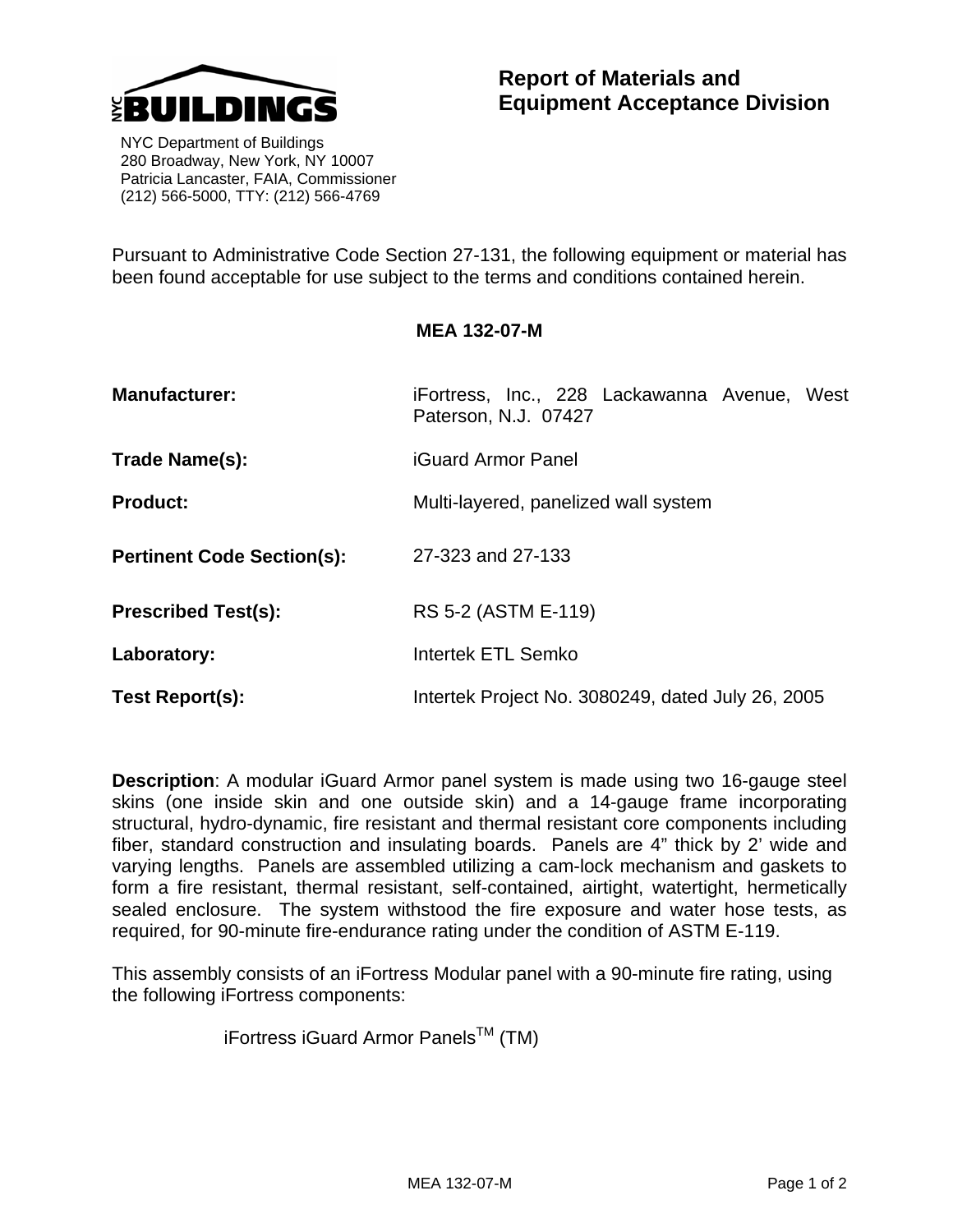NYC BUILDINGS

NYC Department of Buildings
280 Broadway, New York, NY 10007
Patricia Lancaster, FAIA, Commissioner
(212) 566-5000, TTY: (212) 566-4769

# Report of Materials and Equipment Acceptance Division

Pursuant to Administrative Code Section 27-131, the following equipment or material has been found acceptable for use subject to the terms and conditions contained herein.

## MEA 132-07-M

**Manufacturer:** iFortress, Inc., 228 Lackawanna Avenue, West Paterson, N.J. 07427

**Trade Name(s):** iGuard Armor Panel

**Product:** Multi-layered, panelized wall system

**Pertinent Code Section(s):** 27-323 and 27-133

**Prescribed Test(s):** RS 5-2 (ASTM E-119)

**Laboratory:** Intertek ETL Semko

**Test Report(s):** Intertek Project No. 3080249, dated July 26, 2005

**Description**: A modular iGuard Armor panel system is made using two 16-gauge steel skins (one inside skin and one outside skin) and a 14-gauge frame incorporating structural, hydro-dynamic, fire resistant and thermal resistant core components including fiber, standard construction and insulating boards. Panels are 4" thick by 2' wide and varying lengths. Panels are assembled utilizing a cam-lock mechanism and gaskets to form a fire resistant, thermal resistant, self-contained, airtight, watertight, hermetically sealed enclosure. The system withstood the fire exposure and water hose tests, as required, for 90-minute fire-endurance rating under the condition of ASTM E-119.

This assembly consists of an iFortress Modular panel with a 90-minute fire rating, using the following iFortress components:

iFortress iGuard Armor Panels™ (TM)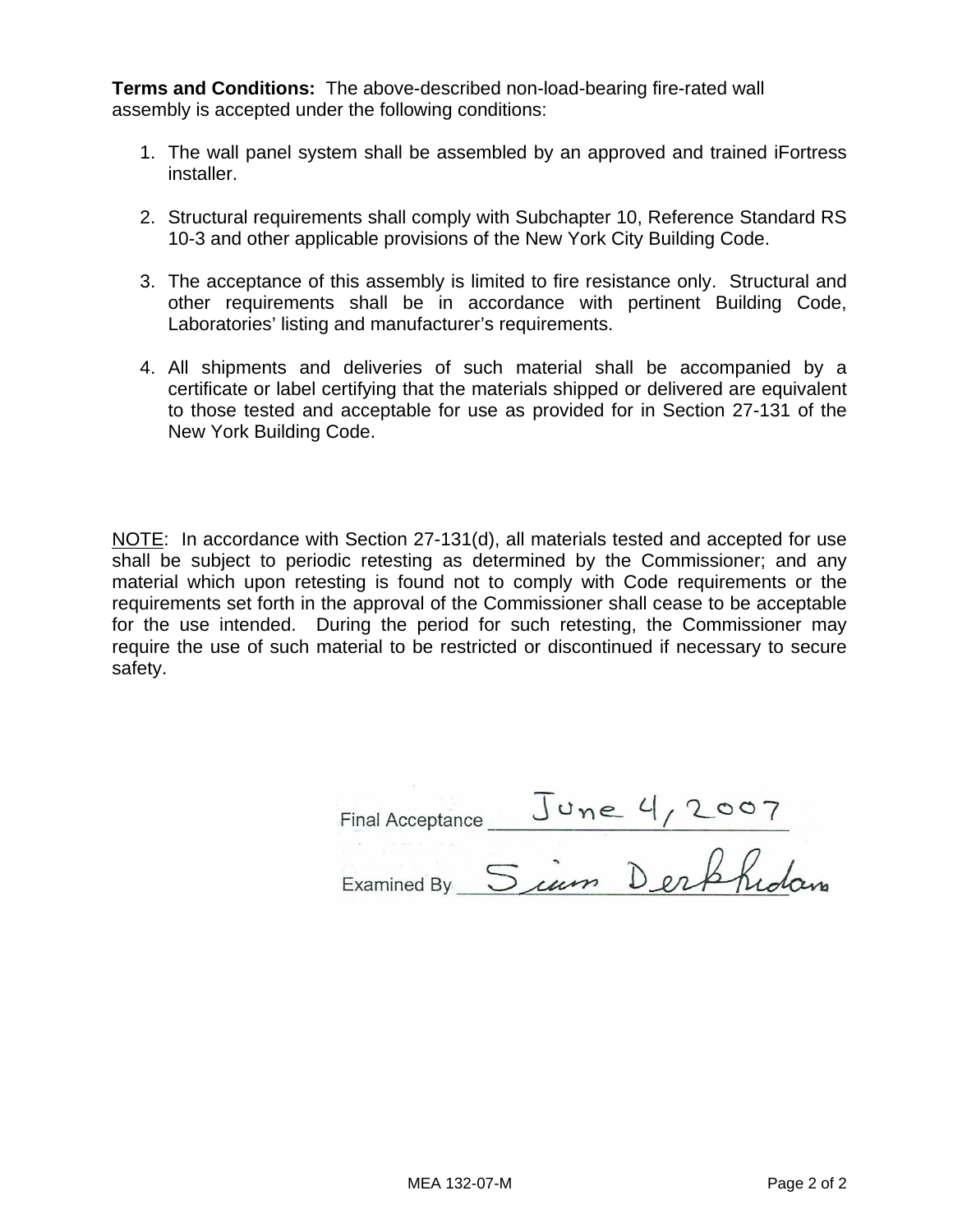**Terms and Conditions:** The above-described non-load-bearing fire-rated wall assembly is accepted under the following conditions:

1. The wall panel system shall be assembled by an approved and trained iFortress installer.

2. Structural requirements shall comply with Subchapter 10, Reference Standard RS 10-3 and other applicable provisions of the New York City Building Code.

3. The acceptance of this assembly is limited to fire resistance only. Structural and other requirements shall be in accordance with pertinent Building Code, Laboratories' listing and manufacturer's requirements.

4. All shipments and deliveries of such material shall be accompanied by a certificate or label certifying that the materials shipped or delivered are equivalent to those tested and acceptable for use as provided for in Section 27-131 of the New York Building Code.

NOTE: In accordance with Section 27-131(d), all materials tested and accepted for use shall be subject to periodic retesting as determined by the Commissioner; and any material which upon retesting is found not to comply with Code requirements or the requirements set forth in the approval of the Commissioner shall cease to be acceptable for the use intended. During the period for such retesting, the Commissioner may require the use of such material to be restricted or discontinued if necessary to secure safety.

Final Acceptance June 4, 2007

Examined By Simon Derkhodam

MEA 132-07-M